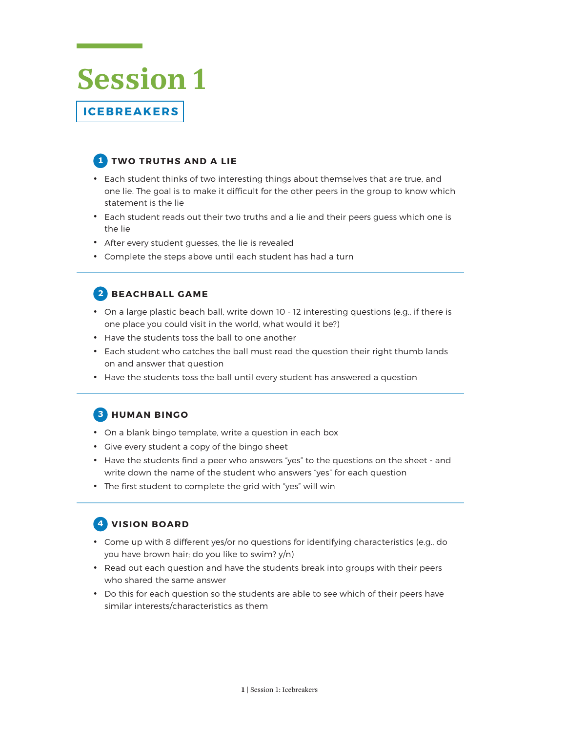# Session 1

## ICEBREAKERS

### 1 TWO TRUTHS AND A LIE

- Each student thinks of two interesting things about themselves that are true, and one lie. The goal is to make it difficult for the other peers in the group to know which statement is the lie
- Each student reads out their two truths and a lie and their peers guess which one is the lie
- After every student guesses, the lie is revealed
- Complete the steps above until each student has had a turn

### 2 BEACHBALL GAME

- On a large plastic beach ball, write down 10 - 12 interesting questions (e.g., if there is one place you could visit in the world, what would it be?)
- Have the students toss the ball to one another
- Each student who catches the ball must read the question their right thumb lands on and answer that question
- Have the students toss the ball until every student has answered a question

### 3 HUMAN BINGO

- On a blank bingo template, write a question in each box
- Give every student a copy of the bingo sheet
- Have the students find a peer who answers “yes” to the questions on the sheet - and write down the name of the student who answers “yes” for each question
- The first student to complete the grid with “yes” will win

### 4 VISION BOARD

- Come up with 8 different yes/or no questions for identifying characteristics (e.g., do you have brown hair; do you like to swim? y/n)
- Read out each question and have the students break into groups with their peers who shared the same answer
- Do this for each question so the students are able to see which of their peers have similar interests/characteristics as them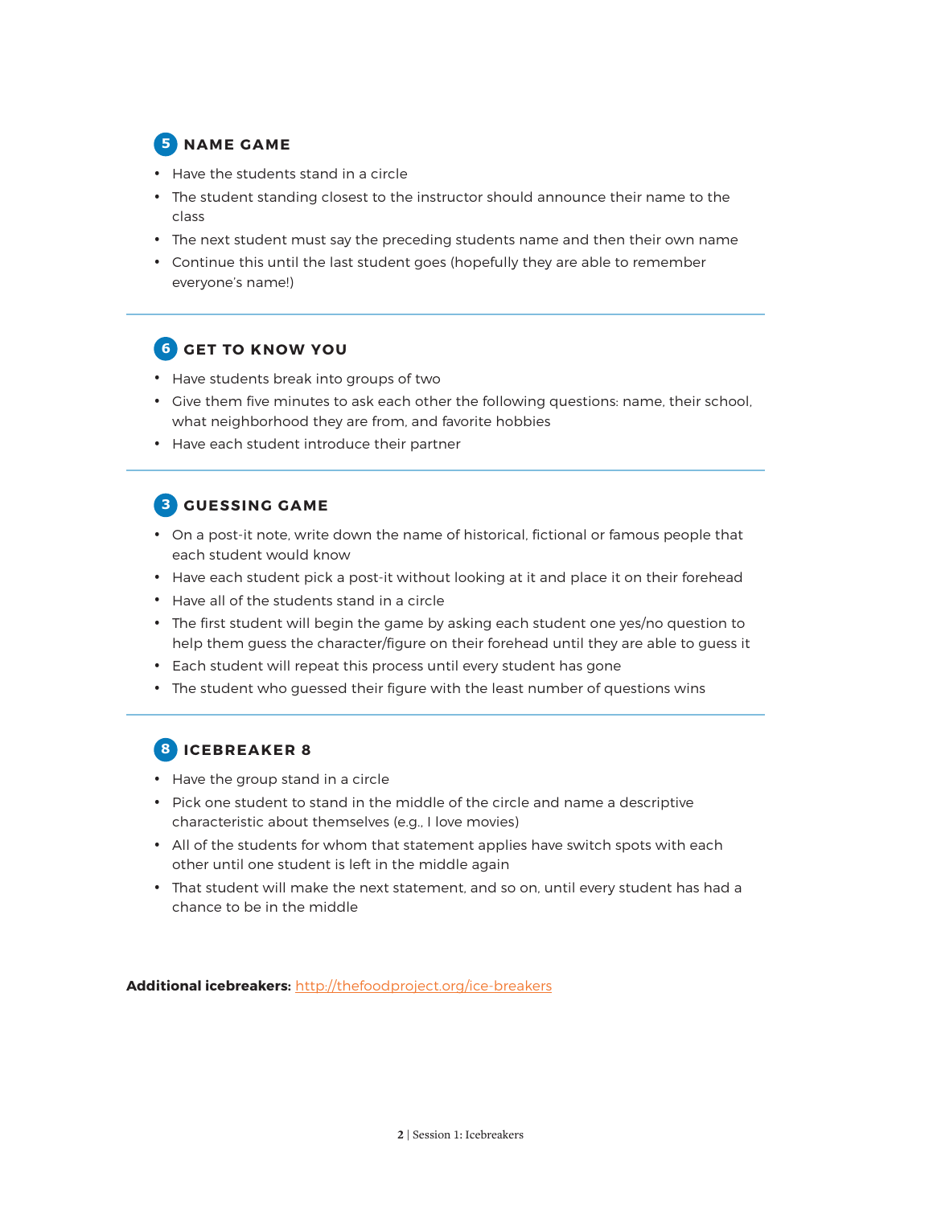## 5 NAME GAME

- Have the students stand in a circle
- The student standing closest to the instructor should announce their name to the class
- The next student must say the preceding students name and then their own name
- Continue this until the last student goes (hopefully they are able to remember everyone's name!)

---

## 6 GET TO KNOW YOU

- Have students break into groups of two
- Give them five minutes to ask each other the following questions: name, their school, what neighborhood they are from, and favorite hobbies
- Have each student introduce their partner

---

## 3 GUESSING GAME

- On a post-it note, write down the name of historical, fictional or famous people that each student would know
- Have each student pick a post-it without looking at it and place it on their forehead
- Have all of the students stand in a circle
- The first student will begin the game by asking each student one yes/no question to help them guess the character/figure on their forehead until they are able to guess it
- Each student will repeat this process until every student has gone
- The student who guessed their figure with the least number of questions wins

---

## 8 ICEBREAKER 8

- Have the group stand in a circle
- Pick one student to stand in the middle of the circle and name a descriptive characteristic about themselves (e.g., I love movies)
- All of the students for whom that statement applies have switch spots with each other until one student is left in the middle again
- That student will make the next statement, and so on, until every student has had a chance to be in the middle

**Additional icebreakers:** [http://thefoodproject.org/ice-breakers](http://thefoodproject.org/ice-breakers)